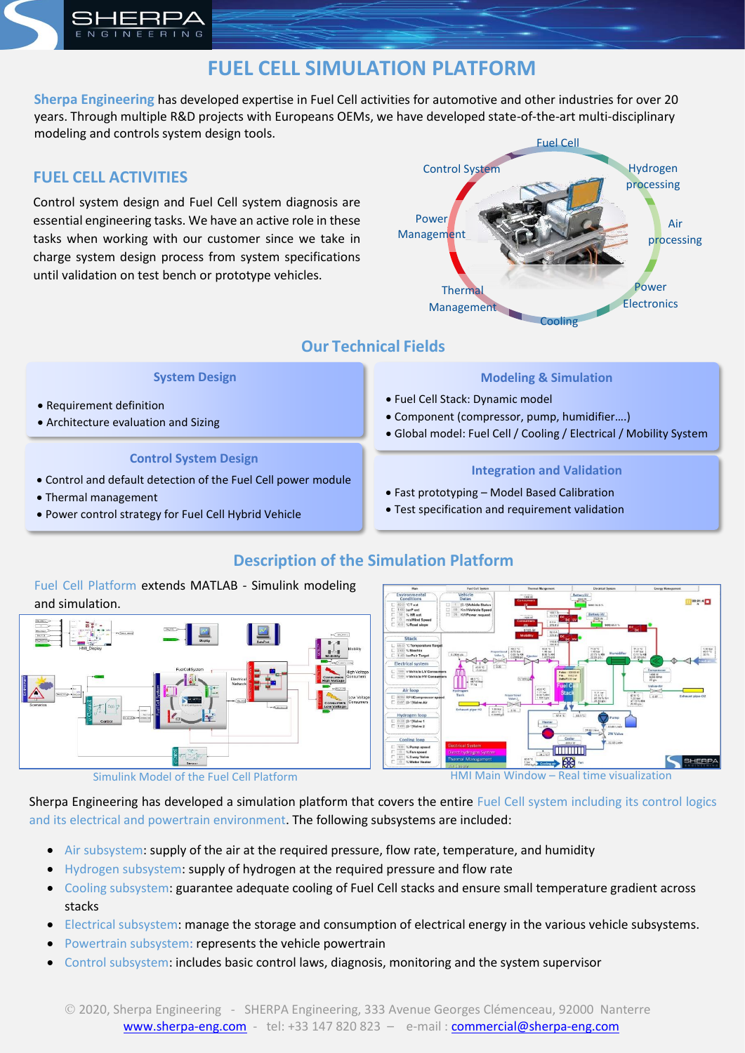# FUEL CELL SIMULATION PLATFORM

**Sherpa Engineering** has developed expertise in Fuel Cell activities for automotive and other industries for over 20 years. Through multiple R&D projects with Europeans OEMs, we have developed state-of-the-art multi-disciplinary modeling and controls system design tools.

## FUEL CELL ACTIVITIES

Control system design and Fuel Cell system diagnosis are essential engineering tasks. We have an active role in these tasks when working with our customer since we take in charge system design process from system specifications until validation on test bench or prototype vehicles.

## Our Technical Fields

### System Design

- Requirement definition
- Architecture evaluation and Sizing

### Modeling & Simulation

- Fuel Cell Stack: Dynamic model
- Component (compressor, pump, humidifier….)
- Global model: Fuel Cell / Cooling / Electrical / Mobility System

### Control System Design

- Control and default detection of the Fuel Cell power module
- Thermal management
- Power control strategy for Fuel Cell Hybrid Vehicle

### Integration and Validation

- Fast prototyping – Model Based Calibration
- Test specification and requirement validation

## Description of the Simulation Platform

Fuel Cell Platform extends MATLAB - Simulink modeling and simulation.

Simulink Model of the Fuel Cell Platform

HMI Main Window – Real time visualization

Sherpa Engineering has developed a simulation platform that covers the entire Fuel Cell system including its control logics and its electrical and powertrain environment. The following subsystems are included:

- Air subsystem: supply of the air at the required pressure, flow rate, temperature, and humidity
- Hydrogen subsystem: supply of hydrogen at the required pressure and flow rate
- Cooling subsystem: guarantee adequate cooling of Fuel Cell stacks and ensure small temperature gradient across stacks
- Electrical subsystem: manage the storage and consumption of electrical energy in the various vehicle subsystems.
- Powertrain subsystem: represents the vehicle powertrain
- Control subsystem: includes basic control laws, diagnosis, monitoring and the system supervisor

© 2020, Sherpa Engineering - SHERPA Engineering, 333 Avenue Georges Clémenceau, 92000 Nanterre
www.sherpa-eng.com - tel: +33 147 820 823 – e-mail : commercial@sherpa-eng.com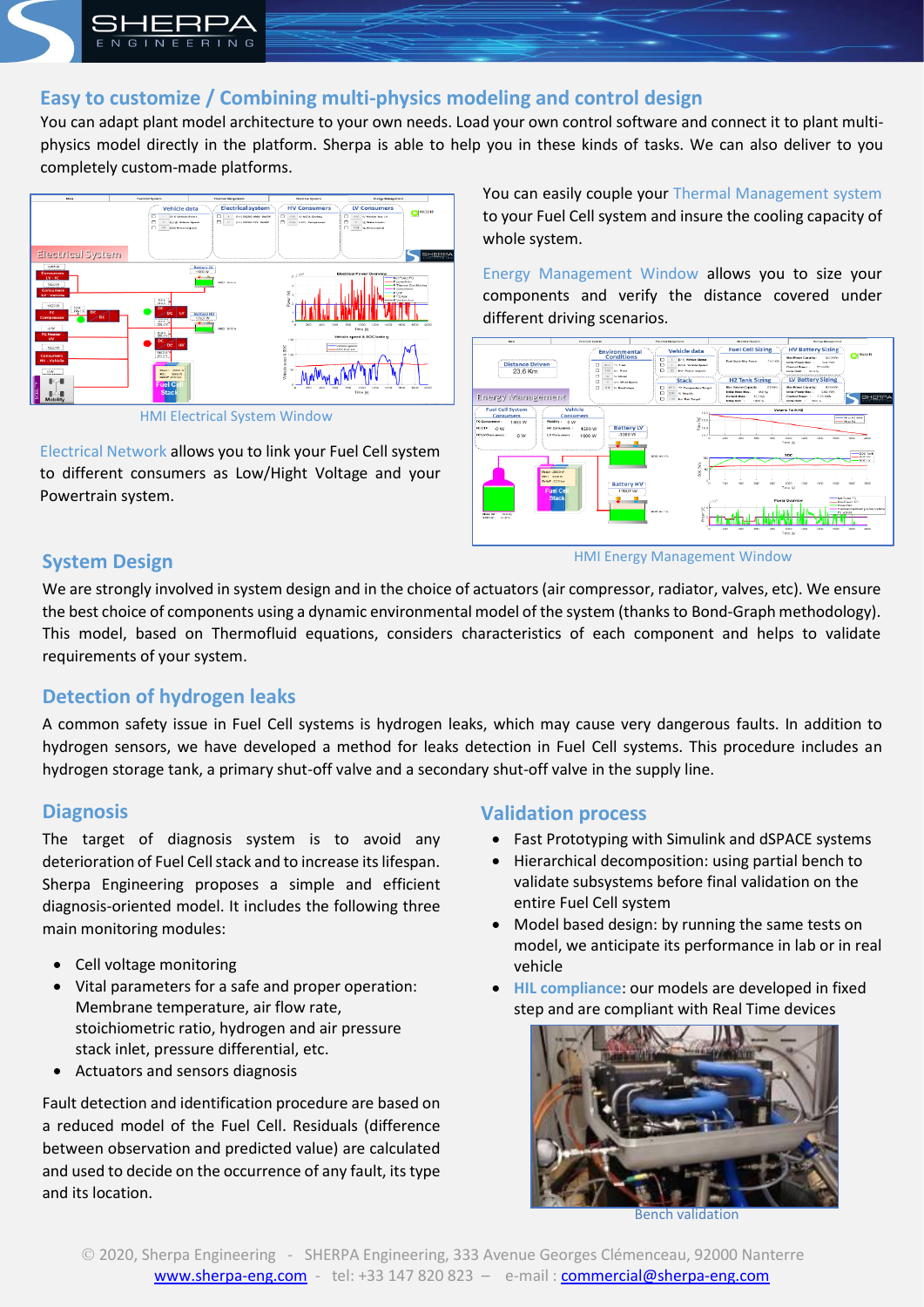## Easy to customize / Combining multi-physics modeling and control design

You can adapt plant model architecture to your own needs. Load your own control software and connect it to plant multi-physics model directly in the platform. Sherpa is able to help you in these kinds of tasks. We can also deliver to you completely custom-made platforms.

HMI Electrical System Window

Electrical Network allows you to link your Fuel Cell system to different consumers as Low/Hight Voltage and your Powertrain system.

You can easily couple your Thermal Management system to your Fuel Cell system and insure the cooling capacity of whole system.

Energy Management Window allows you to size your components and verify the distance covered under different driving scenarios.

HMI Energy Management Window

## System Design

We are strongly involved in system design and in the choice of actuators (air compressor, radiator, valves, etc). We ensure the best choice of components using a dynamic environmental model of the system (thanks to Bond-Graph methodology). This model, based on Thermofluid equations, considers characteristics of each component and helps to validate requirements of your system.

## Detection of hydrogen leaks

A common safety issue in Fuel Cell systems is hydrogen leaks, which may cause very dangerous faults. In addition to hydrogen sensors, we have developed a method for leaks detection in Fuel Cell systems. This procedure includes an hydrogen storage tank, a primary shut-off valve and a secondary shut-off valve in the supply line.

## Diagnosis

The target of diagnosis system is to avoid any deterioration of Fuel Cell stack and to increase its lifespan. Sherpa Engineering proposes a simple and efficient diagnosis-oriented model. It includes the following three main monitoring modules:

- Cell voltage monitoring
- Vital parameters for a safe and proper operation: Membrane temperature, air flow rate, stoichiometric ratio, hydrogen and air pressure stack inlet, pressure differential, etc.
- Actuators and sensors diagnosis

Fault detection and identification procedure are based on a reduced model of the Fuel Cell. Residuals (difference between observation and predicted value) are calculated and used to decide on the occurrence of any fault, its type and its location.

## Validation process

- Fast Prototyping with Simulink and dSPACE systems
- Hierarchical decomposition: using partial bench to validate subsystems before final validation on the entire Fuel Cell system
- Model based design: by running the same tests on model, we anticipate its performance in lab or in real vehicle
- HIL compliance: our models are developed in fixed step and are compliant with Real Time devices

Bench validation

© 2020, Sherpa Engineering - SHERPA Engineering, 333 Avenue Georges Clémenceau, 92000 Nanterre
www.sherpa-eng.com - tel: +33 147 820 823 – e-mail : commercial@sherpa-eng.com